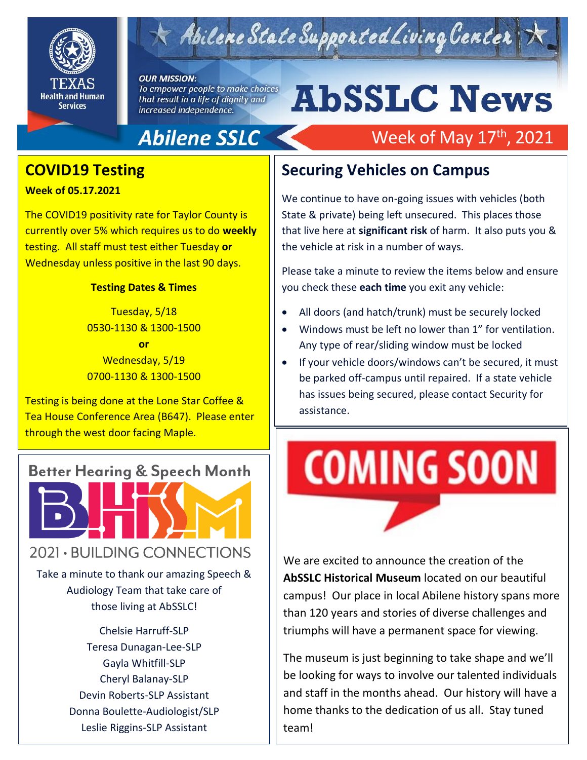# Abilene State Supported Living Center

**OUR MISSION:** *To empower people to make choices that result in a life of dignity and increased independence.*

# AbSSLC News

**Abilene SSLC** — Week of May 17th, 2021

## COVID19 Testing

**Week of 05.17.2021**

The COVID19 positivity rate for Taylor County is currently over 5% which requires us to do **weekly** testing. All staff must test either Tuesday **or** Wednesday unless positive in the last 90 days.

**Testing Dates & Times**

Tuesday, 5/18
0530-1130 & 1300-1500
**or**
Wednesday, 5/19
0700-1130 & 1300-1500

Testing is being done at the Lone Star Coffee & Tea House Conference Area (B647). Please enter through the west door facing Maple.

## Better Hearing & Speech Month

BHSM 2021 • BUILDING CONNECTIONS

Take a minute to thank our amazing Speech & Audiology Team that take care of those living at AbSSLC!

Chelsie Harruff-SLP
Teresa Dunagan-Lee-SLP
Gayla Whitfill-SLP
Cheryl Balanay-SLP
Devin Roberts-SLP Assistant
Donna Boulette-Audiologist/SLP
Leslie Riggins-SLP Assistant

## Securing Vehicles on Campus

We continue to have on-going issues with vehicles (both State & private) being left unsecured. This places those that live here at **significant risk** of harm. It also puts you & the vehicle at risk in a number of ways.

Please take a minute to review the items below and ensure you check these **each time** you exit any vehicle:

- All doors (and hatch/trunk) must be securely locked
- Windows must be left no lower than 1" for ventilation. Any type of rear/sliding window must be locked
- If your vehicle doors/windows can't be secured, it must be parked off-campus until repaired. If a state vehicle has issues being secured, please contact Security for assistance.

## COMING SOON

We are excited to announce the creation of the **AbSSLC Historical Museum** located on our beautiful campus! Our place in local Abilene history spans more than 120 years and stories of diverse challenges and triumphs will have a permanent space for viewing.

The museum is just beginning to take shape and we'll be looking for ways to involve our talented individuals and staff in the months ahead. Our history will have a home thanks to the dedication of us all. Stay tuned team!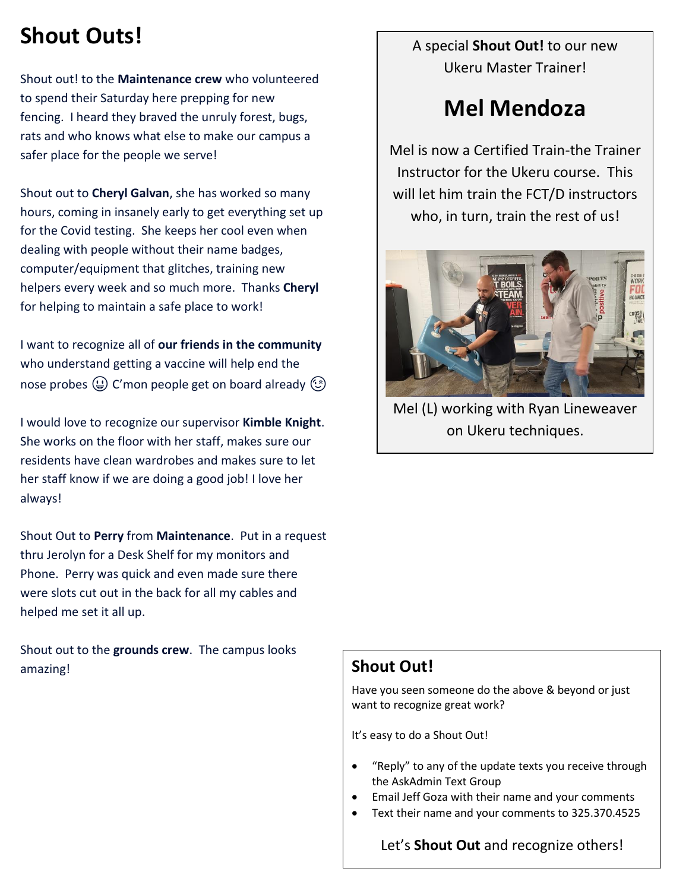# Shout Outs!

Shout out! to the **Maintenance crew** who volunteered to spend their Saturday here prepping for new fencing. I heard they braved the unruly forest, bugs, rats and who knows what else to make our campus a safer place for the people we serve!

Shout out to **Cheryl Galvan**, she has worked so many hours, coming in insanely early to get everything set up for the Covid testing. She keeps her cool even when dealing with people without their name badges, computer/equipment that glitches, training new helpers every week and so much more. Thanks **Cheryl** for helping to maintain a safe place to work!

I want to recognize all of **our friends in the community** who understand getting a vaccine will help end the nose probes 😃 C'mon people get on board already 😉

I would love to recognize our supervisor **Kimble Knight**. She works on the floor with her staff, makes sure our residents have clean wardrobes and makes sure to let her staff know if we are doing a good job! I love her always!

Shout Out to **Perry** from **Maintenance**. Put in a request thru Jerolyn for a Desk Shelf for my monitors and Phone. Perry was quick and even made sure there were slots cut out in the back for all my cables and helped me set it all up.

Shout out to the **grounds crew**. The campus looks amazing!

A special **Shout Out!** to our new Ukeru Master Trainer!

## Mel Mendoza

Mel is now a Certified Train-the Trainer Instructor for the Ukeru course. This will let him train the FCT/D instructors who, in turn, train the rest of us!

Mel (L) working with Ryan Lineweaver on Ukeru techniques.

## Shout Out!

Have you seen someone do the above & beyond or just want to recognize great work?

It's easy to do a Shout Out!

- "Reply" to any of the update texts you receive through the AskAdmin Text Group
- Email Jeff Goza with their name and your comments
- Text their name and your comments to 325.370.4525

Let's **Shout Out** and recognize others!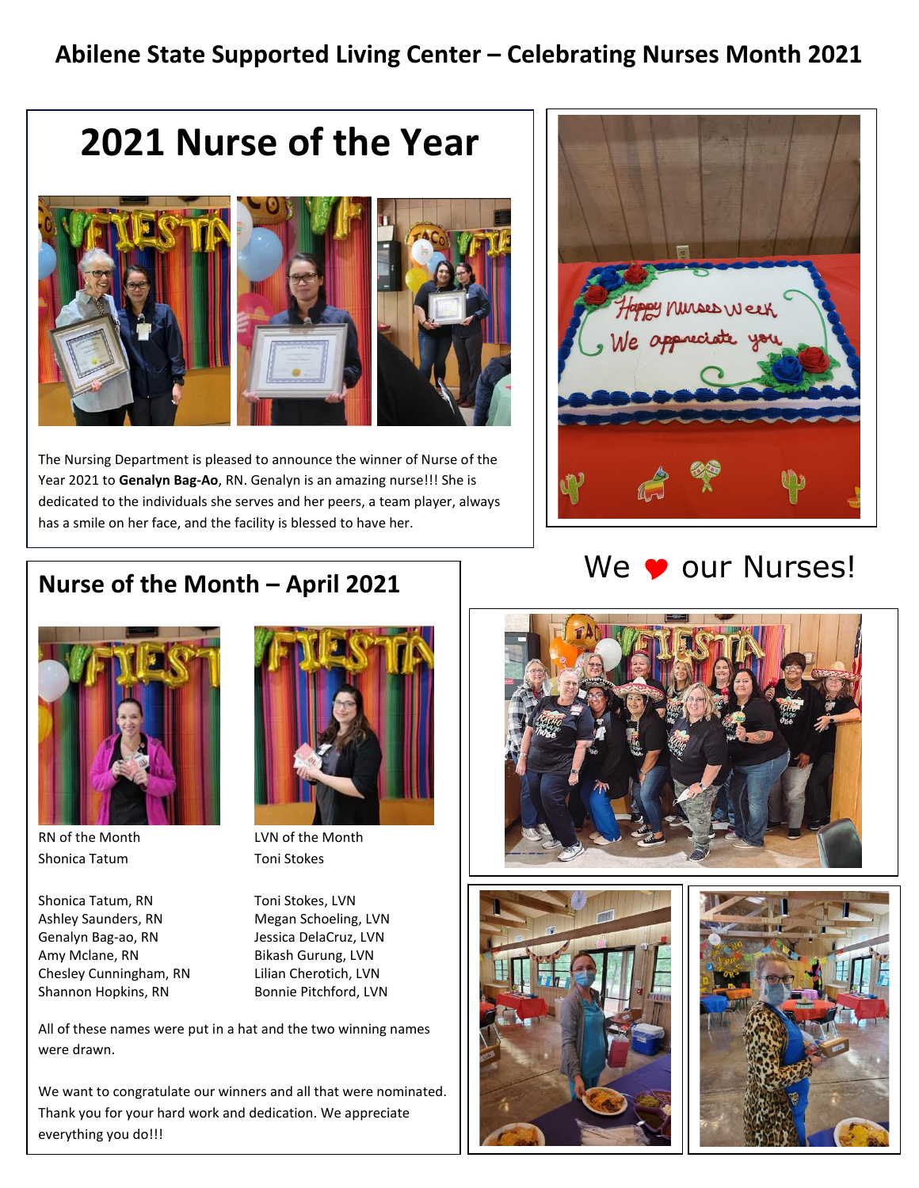# Abilene State Supported Living Center – Celebrating Nurses Month 2021

## 2021 Nurse of the Year

The Nursing Department is pleased to announce the winner of Nurse of the Year 2021 to **Genalyn Bag-Ao**, RN. Genalyn is an amazing nurse!!! She is dedicated to the individuals she serves and her peers, a team player, always has a smile on her face, and the facility is blessed to have her.

## Nurse of the Month – April 2021

RN of the Month
Shonica Tatum

LVN of the Month
Toni Stokes

Shonica Tatum, RN
Ashley Saunders, RN
Genalyn Bag-ao, RN
Amy Mclane, RN
Chesley Cunningham, RN
Shannon Hopkins, RN

Toni Stokes, LVN
Megan Schoeling, LVN
Jessica DelaCruz, LVN
Bikash Gurung, LVN
Lilian Cherotich, LVN
Bonnie Pitchford, LVN

All of these names were put in a hat and the two winning names were drawn.

We want to congratulate our winners and all that were nominated. Thank you for your hard work and dedication. We appreciate everything you do!!!

We ❤ our Nurses!